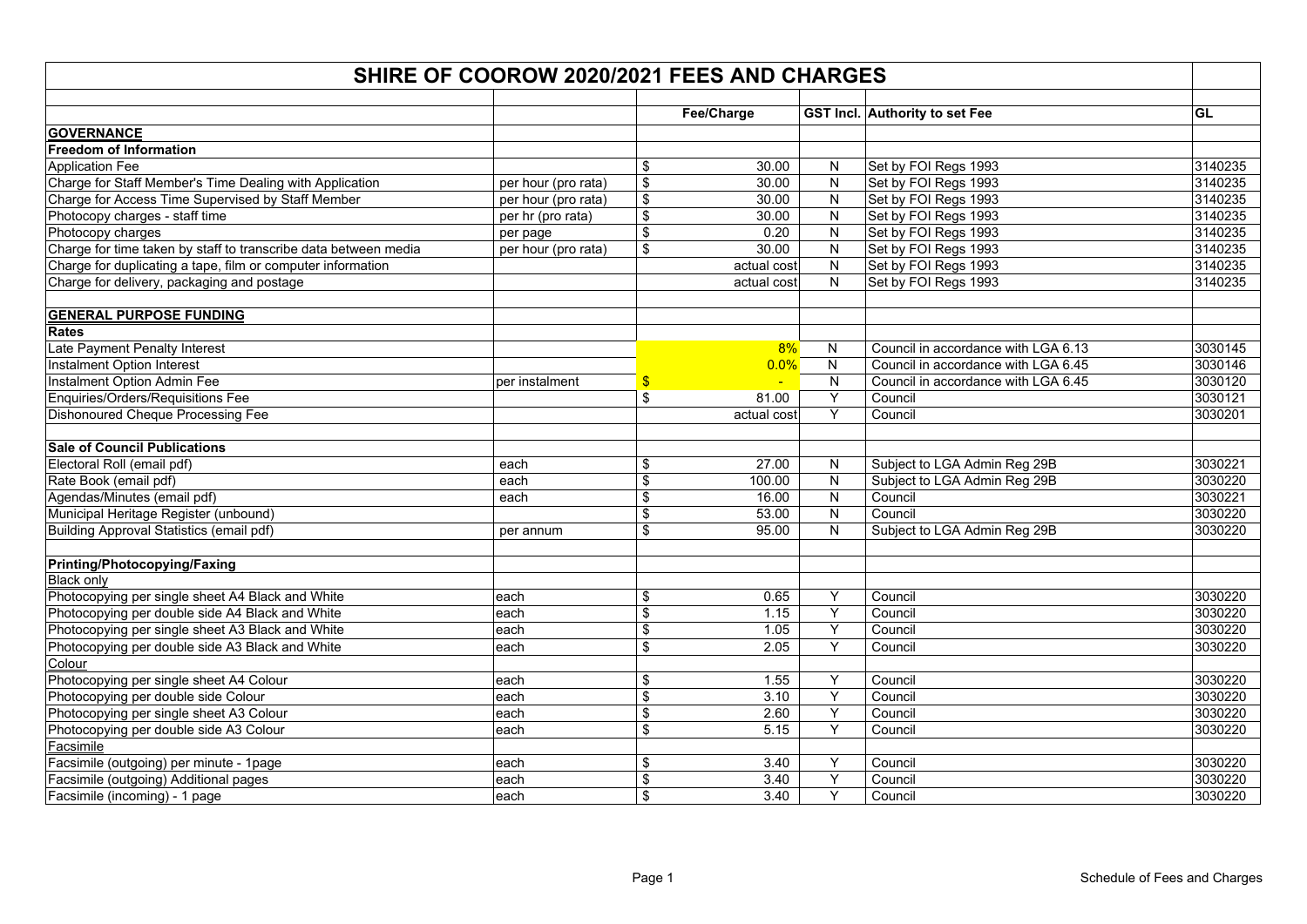# SHIRE OF COOROW 2020/2021 FEES AND CHARGES

| | | Fee/Charge | GST Incl. | Authority to set Fee | GL |
|---|---|---|---|---|---|
| **GOVERNANCE** | | | | | |
| **Freedom of Information** | | | | | |
| Application Fee | | $ 30.00 | N | Set by FOI Regs 1993 | 3140235 |
| Charge for Staff Member's Time Dealing with Application | per hour (pro rata) | $ 30.00 | N | Set by FOI Regs 1993 | 3140235 |
| Charge for Access Time Supervised by Staff Member | per hour (pro rata) | $ 30.00 | N | Set by FOI Regs 1993 | 3140235 |
| Photocopy charges - staff time | per hr (pro rata) | $ 30.00 | N | Set by FOI Regs 1993 | 3140235 |
| Photocopy charges | per page | $ 0.20 | N | Set by FOI Regs 1993 | 3140235 |
| Charge for time taken by staff to transcribe data between media | per hour (pro rata) | $ 30.00 | N | Set by FOI Regs 1993 | 3140235 |
| Charge for duplicating a tape, film or computer information | | actual cost | N | Set by FOI Regs 1993 | 3140235 |
| Charge for delivery, packaging and postage | | actual cost | N | Set by FOI Regs 1993 | 3140235 |
| | | | | | |
| **GENERAL PURPOSE FUNDING** | | | | | |
| **Rates** | | | | | |
| Late Payment Penalty Interest | | 8% | N | Council in accordance with LGA 6.13 | 3030145 |
| Instalment Option Interest | | 0.0% | N | Council in accordance with LGA 6.45 | 3030146 |
| Instalment Option Admin Fee | per instalment | $ - | N | Council in accordance with LGA 6.45 | 3030120 |
| Enquiries/Orders/Requisitions Fee | | $ 81.00 | Y | Council | 3030121 |
| Dishonoured Cheque Processing Fee | | actual cost | Y | Council | 3030201 |
| | | | | | |
| **Sale of Council Publications** | | | | | |
| Electoral Roll (email pdf) | each | $ 27.00 | N | Subject to LGA Admin Reg 29B | 3030221 |
| Rate Book (email pdf) | each | $ 100.00 | N | Subject to LGA Admin Reg 29B | 3030220 |
| Agendas/Minutes (email pdf) | each | $ 16.00 | N | Council | 3030221 |
| Municipal Heritage Register (unbound) | | $ 53.00 | N | Council | 3030220 |
| Building Approval Statistics (email pdf) | per annum | $ 95.00 | N | Subject to LGA Admin Reg 29B | 3030220 |
| | | | | | |
| **Printing/Photocopying/Faxing** | | | | | |
| Black only | | | | | |
| Photocopying per single sheet A4 Black and White | each | $ 0.65 | Y | Council | 3030220 |
| Photocopying per double side A4 Black and White | each | $ 1.15 | Y | Council | 3030220 |
| Photocopying per single sheet A3 Black and White | each | $ 1.05 | Y | Council | 3030220 |
| Photocopying per double side A3 Black and White | each | $ 2.05 | Y | Council | 3030220 |
| Colour | | | | | |
| Photocopying per single sheet A4 Colour | each | $ 1.55 | Y | Council | 3030220 |
| Photocopying per double side Colour | each | $ 3.10 | Y | Council | 3030220 |
| Photocopying per single sheet A3 Colour | each | $ 2.60 | Y | Council | 3030220 |
| Photocopying per double side A3 Colour | each | $ 5.15 | Y | Council | 3030220 |
| Facsimile | | | | | |
| Facsimile (outgoing) per minute - 1page | each | $ 3.40 | Y | Council | 3030220 |
| Facsimile (outgoing) Additional pages | each | $ 3.40 | Y | Council | 3030220 |
| Facsimile (incoming) - 1 page | each | $ 3.40 | Y | Council | 3030220 |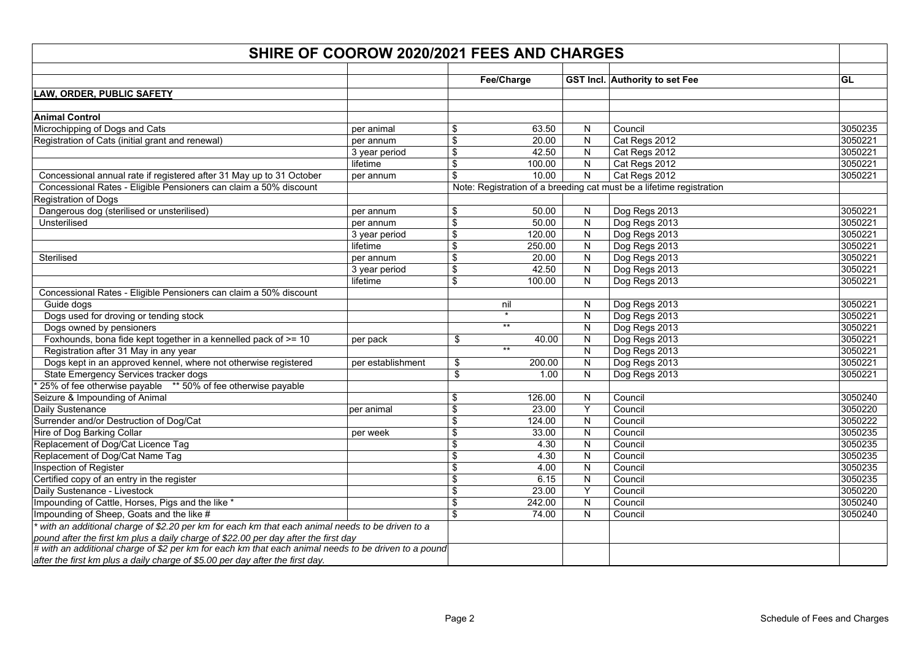# SHIRE OF COOROW 2020/2021 FEES AND CHARGES

| | | Fee/Charge | GST Incl. | Authority to set Fee | GL |
|---|---|---|---|---|---|
| **LAW, ORDER, PUBLIC SAFETY** | | | | | |
| | | | | | |
| **Animal Control** | | | | | |
| Microchipping of Dogs and Cats | per animal | $ 63.50 | N | Council | 3050235 |
| Registration of Cats (initial grant and renewal) | per annum | $ 20.00 | N | Cat Regs 2012 | 3050221 |
| | 3 year period | $ 42.50 | N | Cat Regs 2012 | 3050221 |
| | lifetime | $ 100.00 | N | Cat Regs 2012 | 3050221 |
| Concessional annual rate if registered after 31 May up to 31 October | per annum | $ 10.00 | N | Cat Regs 2012 | 3050221 |
| Concessional Rates - Eligible Pensioners can claim a 50% discount | | Note: Registration of a breeding cat must be a lifetime registration | | | |
| Registration of Dogs | | | | | |
| Dangerous dog (sterilised or unsterilised) | per annum | $ 50.00 | N | Dog Regs 2013 | 3050221 |
| Unsterilised | per annum | $ 50.00 | N | Dog Regs 2013 | 3050221 |
| | 3 year period | $ 120.00 | N | Dog Regs 2013 | 3050221 |
| | lifetime | $ 250.00 | N | Dog Regs 2013 | 3050221 |
| Sterilised | per annum | $ 20.00 | N | Dog Regs 2013 | 3050221 |
| | 3 year period | $ 42.50 | N | Dog Regs 2013 | 3050221 |
| | lifetime | $ 100.00 | N | Dog Regs 2013 | 3050221 |
| Concessional Rates - Eligible Pensioners can claim a 50% discount | | | | | |
| Guide dogs | | nil | N | Dog Regs 2013 | 3050221 |
| Dogs used for droving or tending stock | | * | N | Dog Regs 2013 | 3050221 |
| Dogs owned by pensioners | | ** | N | Dog Regs 2013 | 3050221 |
| Foxhounds, bona fide kept together in a kennelled pack of >= 10 | per pack | $ 40.00 | N | Dog Regs 2013 | 3050221 |
| Registration after 31 May in any year | | ** | N | Dog Regs 2013 | 3050221 |
| Dogs kept in an approved kennel, where not otherwise registered | per establishment | $ 200.00 | N | Dog Regs 2013 | 3050221 |
| State Emergency Services tracker dogs | | $ 1.00 | N | Dog Regs 2013 | 3050221 |
| * 25% of fee otherwise payable ** 50% of fee otherwise payable | | | | | |
| Seizure & Impounding of Animal | | $ 126.00 | N | Council | 3050240 |
| Daily Sustenance | per animal | $ 23.00 | Y | Council | 3050220 |
| Surrender and/or Destruction of Dog/Cat | | $ 124.00 | N | Council | 3050222 |
| Hire of Dog Barking Collar | per week | $ 33.00 | N | Council | 3050235 |
| Replacement of Dog/Cat Licence Tag | | $ 4.30 | N | Council | 3050235 |
| Replacement of Dog/Cat Name Tag | | $ 4.30 | N | Council | 3050235 |
| Inspection of Register | | $ 4.00 | N | Council | 3050235 |
| Certified copy of an entry in the register | | $ 6.15 | N | Council | 3050235 |
| Daily Sustenance - Livestock | | $ 23.00 | Y | Council | 3050220 |
| Impounding of Cattle, Horses, Pigs and the like * | | $ 242.00 | N | Council | 3050240 |
| Impounding of Sheep, Goats and the like # | | $ 74.00 | N | Council | 3050240 |
| *\* with an additional charge of $2.20 per km for each km that each animal needs to be driven to a pound after the first km plus a daily charge of $22.00 per day after the first day* | | | | | |
| *# with an additional charge of $2 per km for each km that each animal needs to be driven to a pound after the first km plus a daily charge of $5.00 per day after the first day.* | | | | | |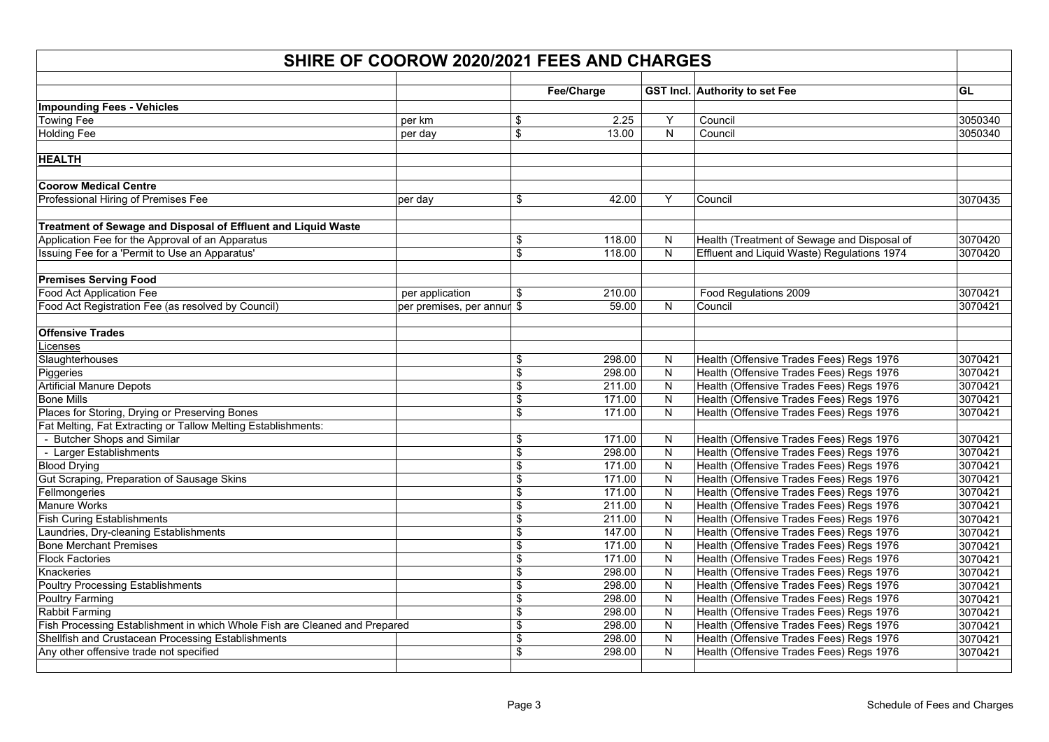# SHIRE OF COOROW 2020/2021 FEES AND CHARGES

| | | Fee/Charge | GST Incl. | Authority to set Fee | GL |
|---|---|---|---|---|---|
| **Impounding Fees - Vehicles** | | | | | |
| Towing Fee | per km | $ 2.25 | Y | Council | 3050340 |
| Holding Fee | per day | $ 13.00 | N | Council | 3050340 |
| | | | | | |
| **HEALTH** | | | | | |
| | | | | | |
| **Coorow Medical Centre** | | | | | |
| Professional Hiring of Premises Fee | per day | $ 42.00 | Y | Council | 3070435 |
| | | | | | |
| **Treatment of Sewage and Disposal of Effluent and Liquid Waste** | | | | | |
| Application Fee for the Approval of an Apparatus | | $ 118.00 | N | Health (Treatment of Sewage and Disposal of | 3070420 |
| Issuing Fee for a 'Permit to Use an Apparatus' | | $ 118.00 | N | Effluent and Liquid Waste) Regulations 1974 | 3070420 |
| | | | | | |
| **Premises Serving Food** | | | | | |
| Food Act Application Fee | per application | $ 210.00 | | Food Regulations 2009 | 3070421 |
| Food Act Registration Fee (as resolved by Council) | per premises, per annur | $ 59.00 | N | Council | 3070421 |
| | | | | | |
| **Offensive Trades** | | | | | |
| Licenses | | | | | |
| Slaughterhouses | | $ 298.00 | N | Health (Offensive Trades Fees) Regs 1976 | 3070421 |
| Piggeries | | $ 298.00 | N | Health (Offensive Trades Fees) Regs 1976 | 3070421 |
| Artificial Manure Depots | | $ 211.00 | N | Health (Offensive Trades Fees) Regs 1976 | 3070421 |
| Bone Mills | | $ 171.00 | N | Health (Offensive Trades Fees) Regs 1976 | 3070421 |
| Places for Storing, Drying or Preserving Bones | | $ 171.00 | N | Health (Offensive Trades Fees) Regs 1976 | 3070421 |
| Fat Melting, Fat Extracting or Tallow Melting Establishments: | | | | | |
| - Butcher Shops and Similar | | $ 171.00 | N | Health (Offensive Trades Fees) Regs 1976 | 3070421 |
| - Larger Establishments | | $ 298.00 | N | Health (Offensive Trades Fees) Regs 1976 | 3070421 |
| Blood Drying | | $ 171.00 | N | Health (Offensive Trades Fees) Regs 1976 | 3070421 |
| Gut Scraping, Preparation of Sausage Skins | | $ 171.00 | N | Health (Offensive Trades Fees) Regs 1976 | 3070421 |
| Fellmongeries | | $ 171.00 | N | Health (Offensive Trades Fees) Regs 1976 | 3070421 |
| Manure Works | | $ 211.00 | N | Health (Offensive Trades Fees) Regs 1976 | 3070421 |
| Fish Curing Establishments | | $ 211.00 | N | Health (Offensive Trades Fees) Regs 1976 | 3070421 |
| Laundries, Dry-cleaning Establishments | | $ 147.00 | N | Health (Offensive Trades Fees) Regs 1976 | 3070421 |
| Bone Merchant Premises | | $ 171.00 | N | Health (Offensive Trades Fees) Regs 1976 | 3070421 |
| Flock Factories | | $ 171.00 | N | Health (Offensive Trades Fees) Regs 1976 | 3070421 |
| Knackeries | | $ 298.00 | N | Health (Offensive Trades Fees) Regs 1976 | 3070421 |
| Poultry Processing Establishments | | $ 298.00 | N | Health (Offensive Trades Fees) Regs 1976 | 3070421 |
| Poultry Farming | | $ 298.00 | N | Health (Offensive Trades Fees) Regs 1976 | 3070421 |
| Rabbit Farming | | $ 298.00 | N | Health (Offensive Trades Fees) Regs 1976 | 3070421 |
| Fish Processing Establishment in which Whole Fish are Cleaned and Prepared | | $ 298.00 | N | Health (Offensive Trades Fees) Regs 1976 | 3070421 |
| Shellfish and Crustacean Processing Establishments | | $ 298.00 | N | Health (Offensive Trades Fees) Regs 1976 | 3070421 |
| Any other offensive trade not specified | | $ 298.00 | N | Health (Offensive Trades Fees) Regs 1976 | 3070421 |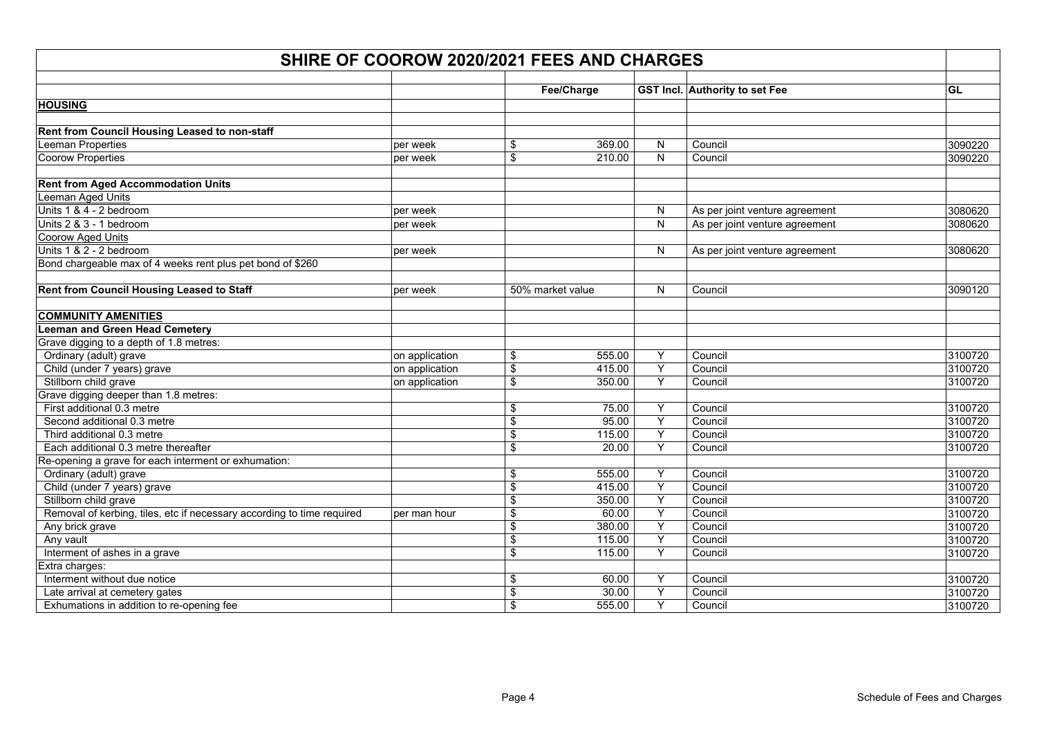# SHIRE OF COOROW 2020/2021 FEES AND CHARGES

| | | Fee/Charge | GST Incl. | Authority to set Fee | GL |
|---|---|---|---|---|---|
| **HOUSING** | | | | | |
| | | | | | |
| **Rent from Council Housing Leased to non-staff** | | | | | |
| Leeman Properties | per week | $ 369.00 | N | Council | 3090220 |
| Coorow Properties | per week | $ 210.00 | N | Council | 3090220 |
| | | | | | |
| **Rent from Aged Accommodation Units** | | | | | |
| Leeman Aged Units | | | | | |
| Units 1 & 4 - 2 bedroom | per week | | N | As per joint venture agreement | 3080620 |
| Units 2 & 3 - 1 bedroom | per week | | N | As per joint venture agreement | 3080620 |
| Coorow Aged Units | | | | | |
| Units 1 & 2 - 2 bedroom | per week | | N | As per joint venture agreement | 3080620 |
| Bond chargeable max of 4 weeks rent plus pet bond of $260 | | | | | |
| | | | | | |
| **Rent from Council Housing Leased to Staff** | per week | 50% market value | N | Council | 3090120 |
| | | | | | |
| **COMMUNITY AMENITIES** | | | | | |
| **Leeman and Green Head Cemetery** | | | | | |
| Grave digging to a depth of 1.8 metres: | | | | | |
| Ordinary (adult) grave | on application | $ 555.00 | Y | Council | 3100720 |
| Child (under 7 years) grave | on application | $ 415.00 | Y | Council | 3100720 |
| Stillborn child grave | on application | $ 350.00 | Y | Council | 3100720 |
| Grave digging deeper than 1.8 metres: | | | | | |
| First additional 0.3 metre | | $ 75.00 | Y | Council | 3100720 |
| Second additional 0.3 metre | | $ 95.00 | Y | Council | 3100720 |
| Third additional 0.3 metre | | $ 115.00 | Y | Council | 3100720 |
| Each additional 0.3 metre thereafter | | $ 20.00 | Y | Council | 3100720 |
| Re-opening a grave for each interment or exhumation: | | | | | |
| Ordinary (adult) grave | | $ 555.00 | Y | Council | 3100720 |
| Child (under 7 years) grave | | $ 415.00 | Y | Council | 3100720 |
| Stillborn child grave | | $ 350.00 | Y | Council | 3100720 |
| Removal of kerbing, tiles, etc if necessary according to time required | per man hour | $ 60.00 | Y | Council | 3100720 |
| Any brick grave | | $ 380.00 | Y | Council | 3100720 |
| Any vault | | $ 115.00 | Y | Council | 3100720 |
| Interment of ashes in a grave | | $ 115.00 | Y | Council | 3100720 |
| Extra charges: | | | | | |
| Interment without due notice | | $ 60.00 | Y | Council | 3100720 |
| Late arrival at cemetery gates | | $ 30.00 | Y | Council | 3100720 |
| Exhumations in addition to re-opening fee | | $ 555.00 | Y | Council | 3100720 |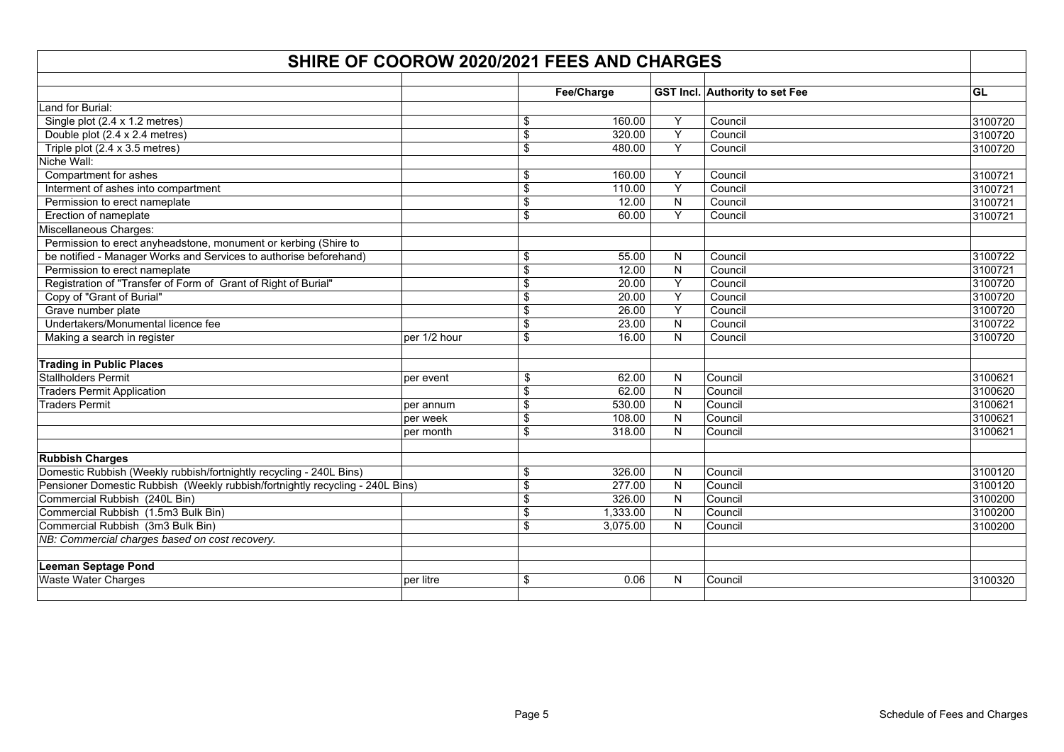# SHIRE OF COOROW 2020/2021 FEES AND CHARGES

| | | Fee/Charge | GST Incl. | Authority to set Fee | GL |
|---|---|---|---|---|---|
| Land for Burial: | | | | | |
| Single plot (2.4 x 1.2 metres) | | $ 160.00 | Y | Council | 3100720 |
| Double plot (2.4 x 2.4 metres) | | $ 320.00 | Y | Council | 3100720 |
| Triple plot (2.4 x 3.5 metres) | | $ 480.00 | Y | Council | 3100720 |
| Niche Wall: | | | | | |
| Compartment for ashes | | $ 160.00 | Y | Council | 3100721 |
| Interment of ashes into compartment | | $ 110.00 | Y | Council | 3100721 |
| Permission to erect nameplate | | $ 12.00 | N | Council | 3100721 |
| Erection of nameplate | | $ 60.00 | Y | Council | 3100721 |
| Miscellaneous Charges: | | | | | |
| Permission to erect anyheadstone, monument or kerbing (Shire to be notified - Manager Works and Services to authorise beforehand) | | $ 55.00 | N | Council | 3100722 |
| Permission to erect nameplate | | $ 12.00 | N | Council | 3100721 |
| Registration of "Transfer of Form of Grant of Right of Burial" | | $ 20.00 | Y | Council | 3100720 |
| Copy of "Grant of Burial" | | $ 20.00 | Y | Council | 3100720 |
| Grave number plate | | $ 26.00 | Y | Council | 3100720 |
| Undertakers/Monumental licence fee | | $ 23.00 | N | Council | 3100722 |
| Making a search in register | per 1/2 hour | $ 16.00 | N | Council | 3100720 |
| | | | | | |
| **Trading in Public Places** | | | | | |
| Stallholders Permit | per event | $ 62.00 | N | Council | 3100621 |
| Traders Permit Application | | $ 62.00 | N | Council | 3100620 |
| Traders Permit | per annum | $ 530.00 | N | Council | 3100621 |
| | per week | $ 108.00 | N | Council | 3100621 |
| | per month | $ 318.00 | N | Council | 3100621 |
| | | | | | |
| **Rubbish Charges** | | | | | |
| Domestic Rubbish (Weekly rubbish/fortnightly recycling - 240L Bins) | | $ 326.00 | N | Council | 3100120 |
| Pensioner Domestic Rubbish (Weekly rubbish/fortnightly recycling - 240L Bins) | | $ 277.00 | N | Council | 3100120 |
| Commercial Rubbish (240L Bin) | | $ 326.00 | N | Council | 3100200 |
| Commercial Rubbish (1.5m3 Bulk Bin) | | $ 1,333.00 | N | Council | 3100200 |
| Commercial Rubbish (3m3 Bulk Bin) | | $ 3,075.00 | N | Council | 3100200 |
| *NB: Commercial charges based on cost recovery.* | | | | | |
| | | | | | |
| **Leeman Septage Pond** | | | | | |
| Waste Water Charges | per litre | $ 0.06 | N | Council | 3100320 |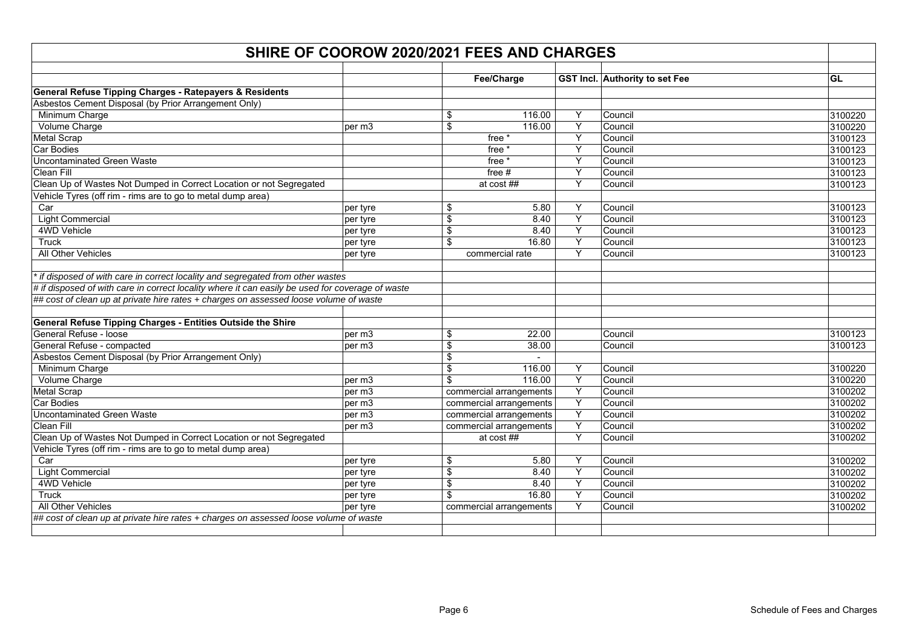# SHIRE OF COOROW 2020/2021 FEES AND CHARGES

| | | Fee/Charge | GST Incl. | Authority to set Fee | GL |
|---|---|---|---|---|---|
| **General Refuse Tipping Charges - Ratepayers & Residents** | | | | | |
| Asbestos Cement Disposal (by Prior Arrangement Only) | | | | | |
| Minimum Charge | | $ 116.00 | Y | Council | 3100220 |
| Volume Charge | per m3 | $ 116.00 | Y | Council | 3100220 |
| Metal Scrap | | free * | Y | Council | 3100123 |
| Car Bodies | | free * | Y | Council | 3100123 |
| Uncontaminated Green Waste | | free * | Y | Council | 3100123 |
| Clean Fill | | free # | Y | Council | 3100123 |
| Clean Up of Wastes Not Dumped in Correct Location or not Segregated | | at cost ## | Y | Council | 3100123 |
| Vehicle Tyres (off rim - rims are to go to metal dump area) | | | | | |
| Car | per tyre | $ 5.80 | Y | Council | 3100123 |
| Light Commercial | per tyre | $ 8.40 | Y | Council | 3100123 |
| 4WD Vehicle | per tyre | $ 8.40 | Y | Council | 3100123 |
| Truck | per tyre | $ 16.80 | Y | Council | 3100123 |
| All Other Vehicles | per tyre | commercial rate | Y | Council | 3100123 |
| | | | | | |
| *\* if disposed of with care in correct locality and segregated from other wastes* | | | | | |
| *# if disposed of with care in correct locality where it can easily be used for coverage of waste* | | | | | |
| *## cost of clean up at private hire rates + charges on assessed loose volume of waste* | | | | | |
| | | | | | |
| **General Refuse Tipping Charges - Entities Outside the Shire** | | | | | |
| General Refuse - loose | per m3 | $ 22.00 | | Council | 3100123 |
| General Refuse - compacted | per m3 | $ 38.00 | | Council | 3100123 |
| Asbestos Cement Disposal (by Prior Arrangement Only) | | $ - | | | |
| Minimum Charge | | $ 116.00 | Y | Council | 3100220 |
| Volume Charge | per m3 | $ 116.00 | Y | Council | 3100220 |
| Metal Scrap | per m3 | commercial arrangements | Y | Council | 3100202 |
| Car Bodies | per m3 | commercial arrangements | Y | Council | 3100202 |
| Uncontaminated Green Waste | per m3 | commercial arrangements | Y | Council | 3100202 |
| Clean Fill | per m3 | commercial arrangements | Y | Council | 3100202 |
| Clean Up of Wastes Not Dumped in Correct Location or not Segregated | | at cost ## | Y | Council | 3100202 |
| Vehicle Tyres (off rim - rims are to go to metal dump area) | | | | | |
| Car | per tyre | $ 5.80 | Y | Council | 3100202 |
| Light Commercial | per tyre | $ 8.40 | Y | Council | 3100202 |
| 4WD Vehicle | per tyre | $ 8.40 | Y | Council | 3100202 |
| Truck | per tyre | $ 16.80 | Y | Council | 3100202 |
| All Other Vehicles | per tyre | commercial arrangements | Y | Council | 3100202 |
| *## cost of clean up at private hire rates + charges on assessed loose volume of waste* | | | | | |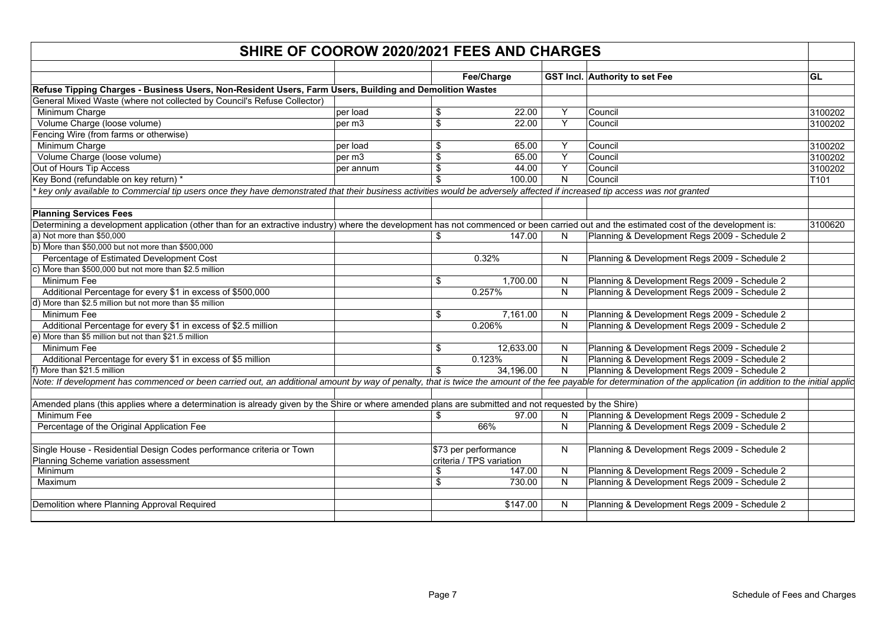# SHIRE OF COOROW 2020/2021 FEES AND CHARGES

| | | Fee/Charge | GST Incl. | Authority to set Fee | GL |
|---|---|---|---|---|---|
| **Refuse Tipping Charges - Business Users, Non-Resident Users, Farm Users, Building and Demolition Wastes** | | | | | |
| General Mixed Waste (where not collected by Council's Refuse Collector) | | | | | |
| Minimum Charge | per load | $ 22.00 | Y | Council | 3100202 |
| Volume Charge (loose volume) | per m3 | $ 22.00 | Y | Council | 3100202 |
| Fencing Wire (from farms or otherwise) | | | | | |
| Minimum Charge | per load | $ 65.00 | Y | Council | 3100202 |
| Volume Charge (loose volume) | per m3 | $ 65.00 | Y | Council | 3100202 |
| Out of Hours Tip Access | per annum | $ 44.00 | Y | Council | 3100202 |
| Key Bond (refundable on key return) * | | $ 100.00 | N | Council | T101 |
| *\* key only available to Commercial tip users once they have demonstrated that their business activities would be adversely affected if increased tip access was not granted* | | | | | |
| | | | | | |
| **Planning Services Fees** | | | | | |
| Determining a development application (other than for an extractive industry) where the development has not commenced or been carried out and the estimated cost of the development is: | | | | | 3100620 |
| a) Not more than $50,000 | | $ 147.00 | N | Planning & Development Regs 2009 - Schedule 2 | |
| b) More than $50,000 but not more than $500,000 | | | | | |
| Percentage of Estimated Development Cost | | 0.32% | N | Planning & Development Regs 2009 - Schedule 2 | |
| c) More than $500,000 but not more than $2.5 million | | | | | |
| Minimum Fee | | $ 1,700.00 | N | Planning & Development Regs 2009 - Schedule 2 | |
| Additional Percentage for every $1 in excess of $500,000 | | 0.257% | N | Planning & Development Regs 2009 - Schedule 2 | |
| d) More than $2.5 million but not more than $5 million | | | | | |
| Minimum Fee | | $ 7,161.00 | N | Planning & Development Regs 2009 - Schedule 2 | |
| Additional Percentage for every $1 in excess of $2.5 million | | 0.206% | N | Planning & Development Regs 2009 - Schedule 2 | |
| e) More than $5 million but not than $21.5 million | | | | | |
| Minimum Fee | | $ 12,633.00 | N | Planning & Development Regs 2009 - Schedule 2 | |
| Additional Percentage for every $1 in excess of $5 million | | 0.123% | N | Planning & Development Regs 2009 - Schedule 2 | |
| f) More than $21.5 million | | $ 34,196.00 | N | Planning & Development Regs 2009 - Schedule 2 | |
| *Note: If development has commenced or been carried out, an additional amount by way of penalty, that is twice the amount of the fee payable for determination of the application (in addition to the initial applic* | | | | | |
| | | | | | |
| Amended plans (this applies where a determination is already given by the Shire or where amended plans are submitted and not requested by the Shire) | | | | | |
| Minimum Fee | | $ 97.00 | N | Planning & Development Regs 2009 - Schedule 2 | |
| Percentage of the Original Application Fee | | 66% | N | Planning & Development Regs 2009 - Schedule 2 | |
| | | | | | |
| Single House - Residential Design Codes performance criteria or Town Planning Scheme variation assessment | | $73 per performance criteria / TPS variation | N | Planning & Development Regs 2009 - Schedule 2 | |
| Minimum | | $ 147.00 | N | Planning & Development Regs 2009 - Schedule 2 | |
| Maximum | | $ 730.00 | N | Planning & Development Regs 2009 - Schedule 2 | |
| | | | | | |
| Demolition where Planning Approval Required | | $147.00 | N | Planning & Development Regs 2009 - Schedule 2 | |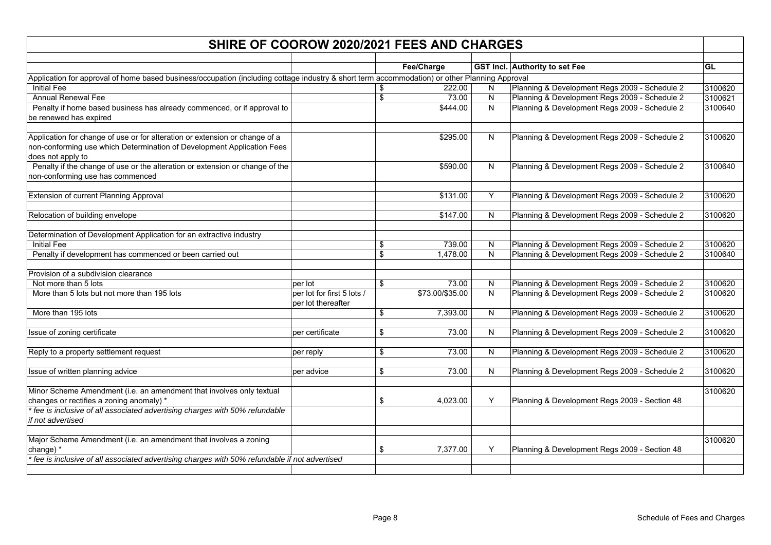# SHIRE OF COOROW 2020/2021 FEES AND CHARGES

| | | Fee/Charge | GST Incl. | Authority to set Fee | GL |
|---|---|---|---|---|---|
| Application for approval of home based business/occupation (including cottage industry & short term accommodation) or other Planning Approval | | | | | |
| Initial Fee | | $ 222.00 | N | Planning & Development Regs 2009 - Schedule 2 | 3100620 |
| Annual Renewal Fee | | $ 73.00 | N | Planning & Development Regs 2009 - Schedule 2 | 3100621 |
| Penalty if home based business has already commenced, or if approval to be renewed has expired | | $444.00 | N | Planning & Development Regs 2009 - Schedule 2 | 3100640 |
| | | | | | |
| Application for change of use or for alteration or extension or change of a non-conforming use which Determination of Development Application Fees does not apply to | | $295.00 | N | Planning & Development Regs 2009 - Schedule 2 | 3100620 |
| Penalty if the change of use or the alteration or extension or change of the non-conforming use has commenced | | $590.00 | N | Planning & Development Regs 2009 - Schedule 2 | 3100640 |
| | | | | | |
| Extension of current Planning Approval | | $131.00 | Y | Planning & Development Regs 2009 - Schedule 2 | 3100620 |
| | | | | | |
| Relocation of building envelope | | $147.00 | N | Planning & Development Regs 2009 - Schedule 2 | 3100620 |
| | | | | | |
| Determination of Development Application for an extractive industry | | | | | |
| Initial Fee | | $ 739.00 | N | Planning & Development Regs 2009 - Schedule 2 | 3100620 |
| Penalty if development has commenced or been carried out | | $ 1,478.00 | N | Planning & Development Regs 2009 - Schedule 2 | 3100640 |
| | | | | | |
| Provision of a subdivision clearance | | | | | |
| Not more than 5 lots | per lot | $ 73.00 | N | Planning & Development Regs 2009 - Schedule 2 | 3100620 |
| More than 5 lots but not more than 195 lots | per lot for first 5 lots / per lot thereafter | $73.00/$35.00 | N | Planning & Development Regs 2009 - Schedule 2 | 3100620 |
| More than 195 lots | | $ 7,393.00 | N | Planning & Development Regs 2009 - Schedule 2 | 3100620 |
| | | | | | |
| Issue of zoning certificate | per certificate | $ 73.00 | N | Planning & Development Regs 2009 - Schedule 2 | 3100620 |
| | | | | | |
| Reply to a property settlement request | per reply | $ 73.00 | N | Planning & Development Regs 2009 - Schedule 2 | 3100620 |
| | | | | | |
| Issue of written planning advice | per advice | $ 73.00 | N | Planning & Development Regs 2009 - Schedule 2 | 3100620 |
| | | | | | |
| Minor Scheme Amendment (i.e. an amendment that involves only textual changes or rectifies a zoning anomaly) * | | $ 4,023.00 | Y | Planning & Development Regs 2009 - Section 48 | 3100620 |
| *\* fee is inclusive of all associated advertising charges with 50% refundable if not advertised* | | | | | |
| | | | | | |
| Major Scheme Amendment (i.e. an amendment that involves a zoning change) * | | $ 7,377.00 | Y | Planning & Development Regs 2009 - Section 48 | 3100620 |
| *\* fee is inclusive of all associated advertising charges with 50% refundable if not advertised* | | | | | |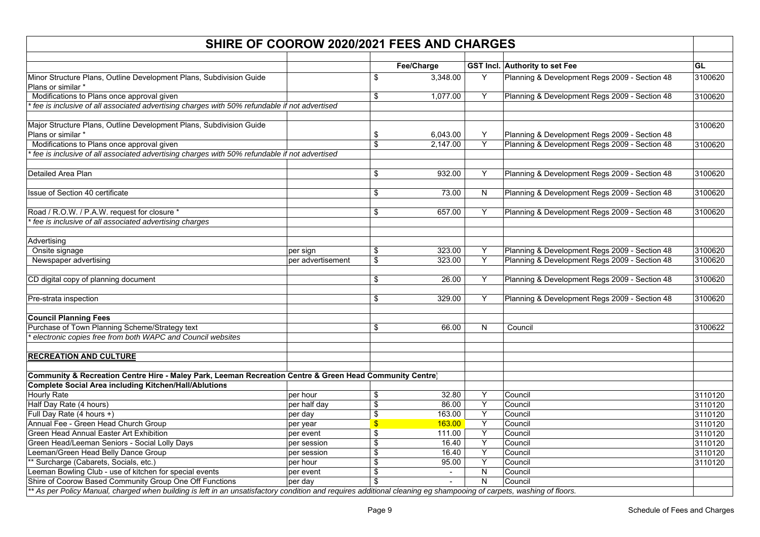# SHIRE OF COOROW 2020/2021 FEES AND CHARGES

| | | Fee/Charge | GST Incl. | Authority to set Fee | GL |
|---|---|---|---|---|---|
| Minor Structure Plans, Outline Development Plans, Subdivision Guide Plans or similar * | | $ 3,348.00 | Y | Planning & Development Regs 2009 - Section 48 | 3100620 |
| Modifications to Plans once approval given | | $ 1,077.00 | Y | Planning & Development Regs 2009 - Section 48 | 3100620 |
| *\* fee is inclusive of all associated advertising charges with 50% refundable if not advertised* | | | | | |
| | | | | | |
| Major Structure Plans, Outline Development Plans, Subdivision Guide Plans or similar * | | $ 6,043.00 | Y | Planning & Development Regs 2009 - Section 48 | 3100620 |
| Modifications to Plans once approval given | | $ 2,147.00 | Y | Planning & Development Regs 2009 - Section 48 | 3100620 |
| *\* fee is inclusive of all associated advertising charges with 50% refundable if not advertised* | | | | | |
| | | | | | |
| Detailed Area Plan | | $ 932.00 | Y | Planning & Development Regs 2009 - Section 48 | 3100620 |
| | | | | | |
| Issue of Section 40 certificate | | $ 73.00 | N | Planning & Development Regs 2009 - Section 48 | 3100620 |
| | | | | | |
| Road / R.O.W. / P.A.W. request for closure * | | $ 657.00 | Y | Planning & Development Regs 2009 - Section 48 | 3100620 |
| *\* fee is inclusive of all associated advertising charges* | | | | | |
| | | | | | |
| Advertising | | | | | |
| Onsite signage | per sign | $ 323.00 | Y | Planning & Development Regs 2009 - Section 48 | 3100620 |
| Newspaper advertising | per advertisement | $ 323.00 | Y | Planning & Development Regs 2009 - Section 48 | 3100620 |
| | | | | | |
| CD digital copy of planning document | | $ 26.00 | Y | Planning & Development Regs 2009 - Section 48 | 3100620 |
| | | | | | |
| Pre-strata inspection | | $ 329.00 | Y | Planning & Development Regs 2009 - Section 48 | 3100620 |
| | | | | | |
| **Council Planning Fees** | | | | | |
| Purchase of Town Planning Scheme/Strategy text | | $ 66.00 | N | Council | 3100622 |
| *\* electronic copies free from both WAPC and Council websites* | | | | | |
| | | | | | |
| **RECREATION AND CULTURE** | | | | | |
| | | | | | |
| **Community & Recreation Centre Hire - Maley Park, Leeman Recreation Centre & Green Head Community Centre)** | | | | | |
| **Complete Social Area including Kitchen/Hall/Ablutions** | | | | | |
| Hourly Rate | per hour | $ 32.80 | Y | Council | 3110120 |
| Half Day Rate (4 hours) | per half day | $ 86.00 | Y | Council | 3110120 |
| Full Day Rate (4 hours +) | per day | $ 163.00 | Y | Council | 3110120 |
| Annual Fee - Green Head Church Group | per year | $ 163.00 | Y | Council | 3110120 |
| Green Head Annual Easter Art Exhibition | per event | $ 111.00 | Y | Council | 3110120 |
| Green Head/Leeman Seniors - Social Lolly Days | per session | $ 16.40 | Y | Council | 3110120 |
| Leeman/Green Head Belly Dance Group | per session | $ 16.40 | Y | Council | 3110120 |
| ** Surcharge (Cabarets, Socials, etc.) | per hour | $ 95.00 | Y | Council | 3110120 |
| Leeman Bowling Club - use of kitchen for special events | per event | $ - | N | Council | |
| Shire of Coorow Based Community Group One Off Functions | per day | $ - | N | Council | |
| *\*\* As per Policy Manual, charged when building is left in an unsatisfactory condition and requires additional cleaning eg shampooing of carpets, washing of floors.* | | | | | |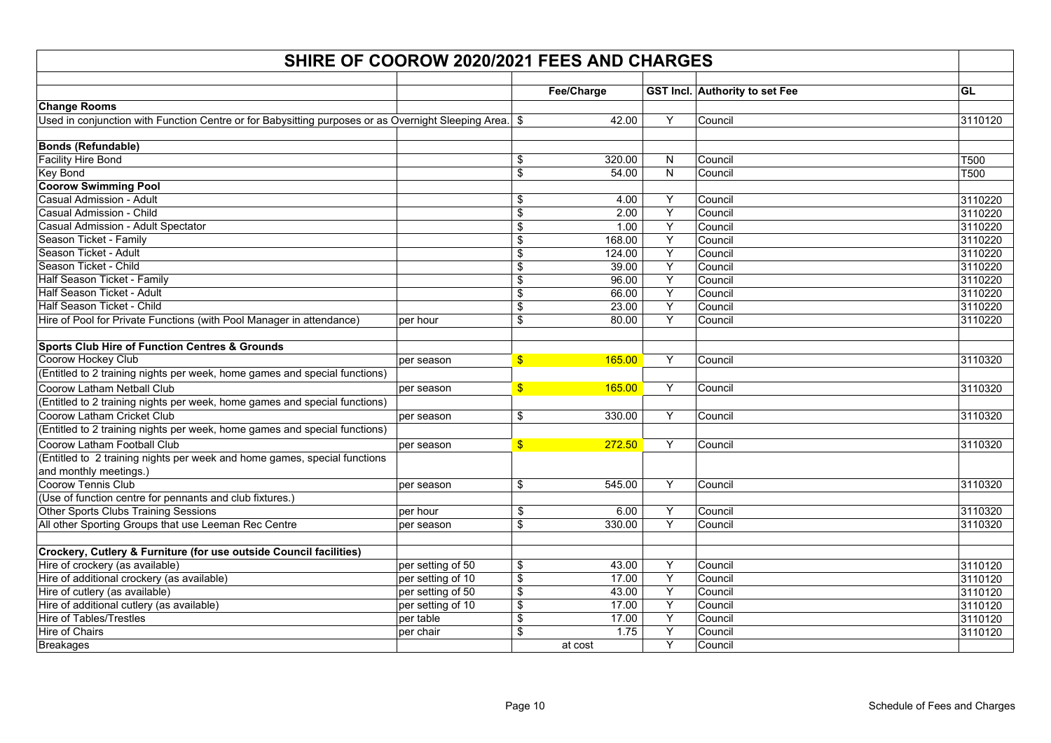# SHIRE OF COOROW 2020/2021 FEES AND CHARGES

| | | Fee/Charge | GST Incl. | Authority to set Fee | GL |
|---|---|---|---|---|---|
| **Change Rooms** | | | | | |
| Used in conjunction with Function Centre or for Babysitting purposes or as Overnight Sleeping Area. | | $ 42.00 | Y | Council | 3110120 |
| | | | | | |
| **Bonds (Refundable)** | | | | | |
| Facility Hire Bond | | $ 320.00 | N | Council | T500 |
| Key Bond | | $ 54.00 | N | Council | T500 |
| **Coorow Swimming Pool** | | | | | |
| Casual Admission - Adult | | $ 4.00 | Y | Council | 3110220 |
| Casual Admission - Child | | $ 2.00 | Y | Council | 3110220 |
| Casual Admission - Adult Spectator | | $ 1.00 | Y | Council | 3110220 |
| Season Ticket - Family | | $ 168.00 | Y | Council | 3110220 |
| Season Ticket - Adult | | $ 124.00 | Y | Council | 3110220 |
| Season Ticket - Child | | $ 39.00 | Y | Council | 3110220 |
| Half Season Ticket - Family | | $ 96.00 | Y | Council | 3110220 |
| Half Season Ticket - Adult | | $ 66.00 | Y | Council | 3110220 |
| Half Season Ticket - Child | | $ 23.00 | Y | Council | 3110220 |
| Hire of Pool for Private Functions (with Pool Manager in attendance) | per hour | $ 80.00 | Y | Council | 3110220 |
| | | | | | |
| **Sports Club Hire of Function Centres & Grounds** | | | | | |
| Coorow Hockey Club | per season | $ 165.00 | Y | Council | 3110320 |
| (Entitled to 2 training nights per week, home games and special functions) | | | | | |
| Coorow Latham Netball Club | per season | $ 165.00 | Y | Council | 3110320 |
| (Entitled to 2 training nights per week, home games and special functions) | | | | | |
| Coorow Latham Cricket Club | per season | $ 330.00 | Y | Council | 3110320 |
| (Entitled to 2 training nights per week, home games and special functions) | | | | | |
| Coorow Latham Football Club | per season | $ 272.50 | Y | Council | 3110320 |
| (Entitled to 2 training nights per week and home games, special functions and monthly meetings.) | | | | | |
| Coorow Tennis Club | per season | $ 545.00 | Y | Council | 3110320 |
| (Use of function centre for pennants and club fixtures.) | | | | | |
| Other Sports Clubs Training Sessions | per hour | $ 6.00 | Y | Council | 3110320 |
| All other Sporting Groups that use Leeman Rec Centre | per season | $ 330.00 | Y | Council | 3110320 |
| | | | | | |
| **Crockery, Cutlery & Furniture (for use outside Council facilities)** | | | | | |
| Hire of crockery (as available) | per setting of 50 | $ 43.00 | Y | Council | 3110120 |
| Hire of additional crockery (as available) | per setting of 10 | $ 17.00 | Y | Council | 3110120 |
| Hire of cutlery (as available) | per setting of 50 | $ 43.00 | Y | Council | 3110120 |
| Hire of additional cutlery (as available) | per setting of 10 | $ 17.00 | Y | Council | 3110120 |
| Hire of Tables/Trestles | per table | $ 17.00 | Y | Council | 3110120 |
| Hire of Chairs | per chair | $ 1.75 | Y | Council | 3110120 |
| Breakages | | at cost | Y | Council | |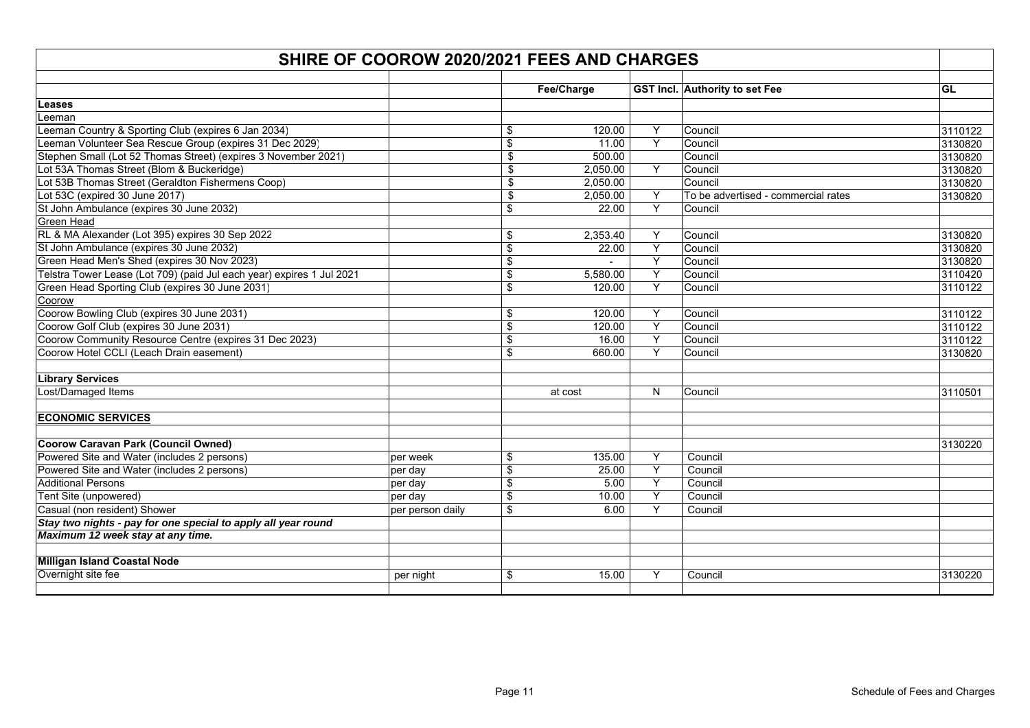# SHIRE OF COOROW 2020/2021 FEES AND CHARGES

| | | Fee/Charge | GST Incl. | Authority to set Fee | GL |
|---|---|---|---|---|---|
| **Leases** | | | | | |
| Leeman | | | | | |
| Leeman Country & Sporting Club (expires 6 Jan 2034) | | $ 120.00 | Y | Council | 3110122 |
| Leeman Volunteer Sea Rescue Group (expires 31 Dec 2029) | | $ 11.00 | Y | Council | 3130820 |
| Stephen Small (Lot 52 Thomas Street) (expires 3 November 2021) | | $ 500.00 | | Council | 3130820 |
| Lot 53A Thomas Street (Blom & Buckeridge) | | $ 2,050.00 | Y | Council | 3130820 |
| Lot 53B Thomas Street (Geraldton Fishermens Coop) | | $ 2,050.00 | | Council | 3130820 |
| Lot 53C (expired 30 June 2017) | | $ 2,050.00 | Y | To be advertised - commercial rates | 3130820 |
| St John Ambulance (expires 30 June 2032) | | $ 22.00 | Y | Council | |
| Green Head | | | | | |
| RL & MA Alexander (Lot 395) expires 30 Sep 2022 | | $ 2,353.40 | Y | Council | 3130820 |
| St John Ambulance (expires 30 June 2032) | | $ 22.00 | Y | Council | 3130820 |
| Green Head Men's Shed (expires 30 Nov 2023) | | $ - | Y | Council | 3130820 |
| Telstra Tower Lease (Lot 709) (paid Jul each year) expires 1 Jul 2021 | | $ 5,580.00 | Y | Council | 3110420 |
| Green Head Sporting Club (expires 30 June 2031) | | $ 120.00 | Y | Council | 3110122 |
| Coorow | | | | | |
| Coorow Bowling Club (expires 30 June 2031) | | $ 120.00 | Y | Council | 3110122 |
| Coorow Golf Club (expires 30 June 2031) | | $ 120.00 | Y | Council | 3110122 |
| Coorow Community Resource Centre (expires 31 Dec 2023) | | $ 16.00 | Y | Council | 3110122 |
| Coorow Hotel CCLI (Leach Drain easement) | | $ 660.00 | Y | Council | 3130820 |
| | | | | | |
| **Library Services** | | | | | |
| Lost/Damaged Items | | at cost | N | Council | 3110501 |
| | | | | | |
| **ECONOMIC SERVICES** | | | | | |
| | | | | | |
| **Coorow Caravan Park (Council Owned)** | | | | | 3130220 |
| Powered Site and Water (includes 2 persons) | per week | $ 135.00 | Y | Council | |
| Powered Site and Water (includes 2 persons) | per day | $ 25.00 | Y | Council | |
| Additional Persons | per day | $ 5.00 | Y | Council | |
| Tent Site (unpowered) | per day | $ 10.00 | Y | Council | |
| Casual (non resident) Shower | per person daily | $ 6.00 | Y | Council | |
| ***Stay two nights - pay for one special to apply all year round*** | | | | | |
| ***Maximum 12 week stay at any time.*** | | | | | |
| | | | | | |
| **Milligan Island Coastal Node** | | | | | |
| Overnight site fee | per night | $ 15.00 | Y | Council | 3130220 |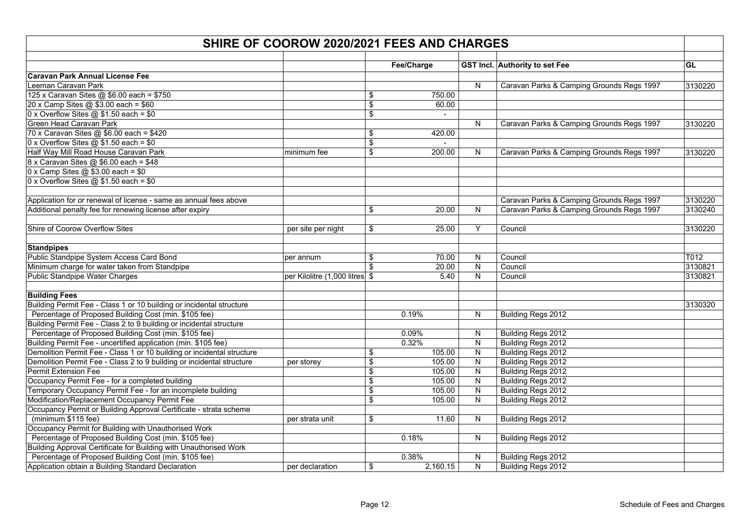# SHIRE OF COOROW 2020/2021 FEES AND CHARGES

| | | Fee/Charge | GST Incl. | Authority to set Fee | GL |
|---|---|---|---|---|---|
| **Caravan Park Annual License Fee** | | | | | |
| Leeman Caravan Park | | | N | Caravan Parks & Camping Grounds Regs 1997 | 3130220 |
| 125 x Caravan Sites @ $6.00 each = $750 | | $ 750.00 | | | |
| 20 x Camp Sites @ $3.00 each = $60 | | $ 60.00 | | | |
| 0 x Overflow Sites @ $1.50 each = $0 | | $ - | | | |
| Green Head Caravan Park | | | N | Caravan Parks & Camping Grounds Regs 1997 | 3130220 |
| 70 x Caravan Sites @ $6.00 each = $420 | | $ 420.00 | | | |
| 0 x Overflow Sites @ $1.50 each = $0 | | $ - | | | |
| Half Way Mill Road House Caravan Park | minimum fee | $ 200.00 | N | Caravan Parks & Camping Grounds Regs 1997 | 3130220 |
| 8 x Caravan Sites @ $6.00 each = $48 | | | | | |
| 0 x Camp Sites @ $3.00 each = $0 | | | | | |
| 0 x Overflow Sites @ $1.50 each = $0 | | | | | |
| | | | | | |
| Application for or renewal of license - same as annual fees above | | | | Caravan Parks & Camping Grounds Regs 1997 | 3130220 |
| Additional penalty fee for renewing license after expiry | | $ 20.00 | N | Caravan Parks & Camping Grounds Regs 1997 | 3130240 |
| | | | | | |
| Shire of Coorow Overflow Sites | per site per night | $ 25.00 | Y | Council | 3130220 |
| | | | | | |
| **Standpipes** | | | | | |
| Public Standpipe System Access Card Bond | per annum | $ 70.00 | N | Council | T012 |
| Minimum charge for water taken from Standpipe | | $ 20.00 | N | Council | 3130821 |
| Public Standpipe Water Charges | per Kilolitre (1,000 litres | $ 5.40 | N | Council | 3130821 |
| | | | | | |
| **Building Fees** | | | | | |
| Building Permit Fee - Class 1 or 10 building or incidental structure | | | | | 3130320 |
| Percentage of Proposed Building Cost (min. $105 fee) | | 0.19% | N | Building Regs 2012 | |
| Building Permit Fee - Class 2 to 9 building or incidental structure | | | | | |
| Percentage of Proposed Building Cost (min. $105 fee) | | 0.09% | N | Building Regs 2012 | |
| Building Permit Fee - uncertified application (min. $105 fee) | | 0.32% | N | Building Regs 2012 | |
| Demolition Permit Fee - Class 1 or 10 building or incidental structure | | $ 105.00 | N | Building Regs 2012 | |
| Demolition Permit Fee - Class 2 to 9 building or incidental structure | per storey | $ 105.00 | N | Building Regs 2012 | |
| Permit Extension Fee | | $ 105.00 | N | Building Regs 2012 | |
| Occupancy Permit Fee - for a completed building | | $ 105.00 | N | Building Regs 2012 | |
| Temporary Occupancy Permit Fee - for an incomplete building | | $ 105.00 | N | Building Regs 2012 | |
| Modification/Replacement Occupancy Permit Fee | | $ 105.00 | N | Building Regs 2012 | |
| Occupancy Permit or Building Approval Certificate - strata scheme | | | | | |
| (minimum $115 fee) | per strata unit | $ 11.60 | N | Building Regs 2012 | |
| Occupancy Permit for Building with Unauthorised Work | | | | | |
| Percentage of Proposed Building Cost (min. $105 fee) | | 0.18% | N | Building Regs 2012 | |
| Building Approval Certificate for Building with Unauthorised Work | | | | | |
| Percentage of Proposed Building Cost (min. $105 fee) | | 0.38% | N | Building Regs 2012 | |
| Application obtain a Building Standard Declaration | per declaration | $ 2,160.15 | N | Building Regs 2012 | |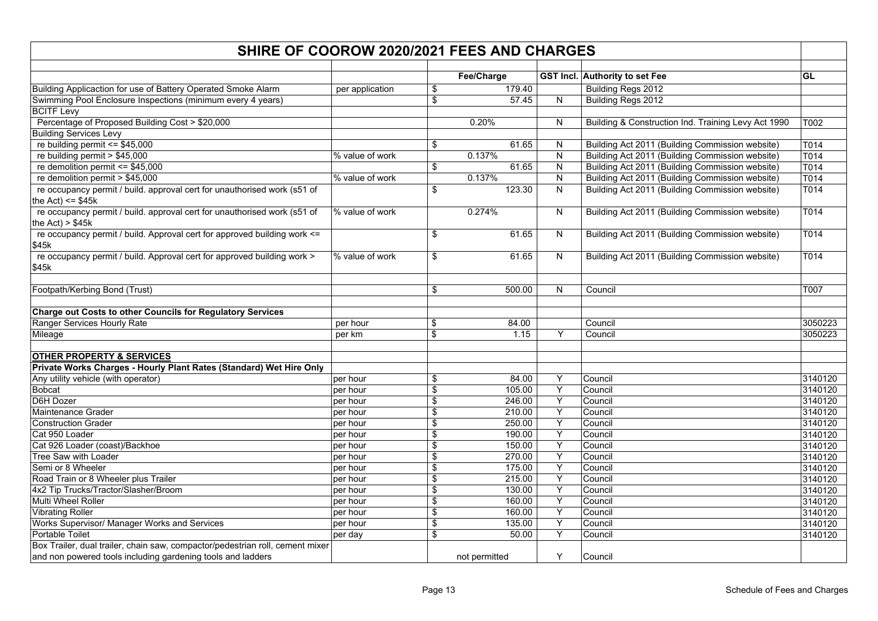# SHIRE OF COOROW 2020/2021 FEES AND CHARGES

| | | Fee/Charge | GST Incl. | Authority to set Fee | GL |
|---|---|---|---|---|---|
| Building Applicaction for use of Battery Operated Smoke Alarm | per application | $ 179.40 | | Building Regs 2012 | |
| Swimming Pool Enclosure Inspections (minimum every 4 years) | | $ 57.45 | N | Building Regs 2012 | |
| BCITF Levy | | | | | |
| Percentage of Proposed Building Cost > $20,000 | | 0.20% | N | Building & Construction Ind. Training Levy Act 1990 | T002 |
| Building Services Levy | | | | | |
| re building permit <= $45,000 | | $ 61.65 | N | Building Act 2011 (Building Commission website) | T014 |
| re building permit > $45,000 | % value of work | 0.137% | N | Building Act 2011 (Building Commission website) | T014 |
| re demolition permit <= $45,000 | | $ 61.65 | N | Building Act 2011 (Building Commission website) | T014 |
| re demolition permit > $45,000 | % value of work | 0.137% | N | Building Act 2011 (Building Commission website) | T014 |
| re occupancy permit / build. approval cert for unauthorised work (s51 of the Act) <= $45k | | $ 123.30 | N | Building Act 2011 (Building Commission website) | T014 |
| re occupancy permit / build. approval cert for unauthorised work (s51 of the Act) > $45k | % value of work | 0.274% | N | Building Act 2011 (Building Commission website) | T014 |
| re occupancy permit / build. Approval cert for approved building work <= $45k | | $ 61.65 | N | Building Act 2011 (Building Commission website) | T014 |
| re occupancy permit / build. Approval cert for approved building work > $45k | % value of work | $ 61.65 | N | Building Act 2011 (Building Commission website) | T014 |
| | | | | | |
| Footpath/Kerbing Bond (Trust) | | $ 500.00 | N | Council | T007 |
| | | | | | |
| **Charge out Costs to other Councils for Regulatory Services** | | | | | |
| Ranger Services Hourly Rate | per hour | $ 84.00 | | Council | 3050223 |
| Mileage | per km | $ 1.15 | Y | Council | 3050223 |
| | | | | | |
| **OTHER PROPERTY & SERVICES** | | | | | |
| **Private Works Charges - Hourly Plant Rates (Standard) Wet Hire Only** | | | | | |
| Any utility vehicle (with operator) | per hour | $ 84.00 | Y | Council | 3140120 |
| Bobcat | per hour | $ 105.00 | Y | Council | 3140120 |
| D6H Dozer | per hour | $ 246.00 | Y | Council | 3140120 |
| Maintenance Grader | per hour | $ 210.00 | Y | Council | 3140120 |
| Construction Grader | per hour | $ 250.00 | Y | Council | 3140120 |
| Cat 950 Loader | per hour | $ 190.00 | Y | Council | 3140120 |
| Cat 926 Loader (coast)/Backhoe | per hour | $ 150.00 | Y | Council | 3140120 |
| Tree Saw with Loader | per hour | $ 270.00 | Y | Council | 3140120 |
| Semi or 8 Wheeler | per hour | $ 175.00 | Y | Council | 3140120 |
| Road Train or 8 Wheeler plus Trailer | per hour | $ 215.00 | Y | Council | 3140120 |
| 4x2 Tip Trucks/Tractor/Slasher/Broom | per hour | $ 130.00 | Y | Council | 3140120 |
| Multi Wheel Roller | per hour | $ 160.00 | Y | Council | 3140120 |
| Vibrating Roller | per hour | $ 160.00 | Y | Council | 3140120 |
| Works Supervisor/ Manager Works and Services | per hour | $ 135.00 | Y | Council | 3140120 |
| Portable Toilet | per day | $ 50.00 | Y | Council | 3140120 |
| Box Trailer, dual trailer, chain saw, compactor/pedestrian roll, cement mixer and non powered tools including gardening tools and ladders | | not permitted | Y | Council | |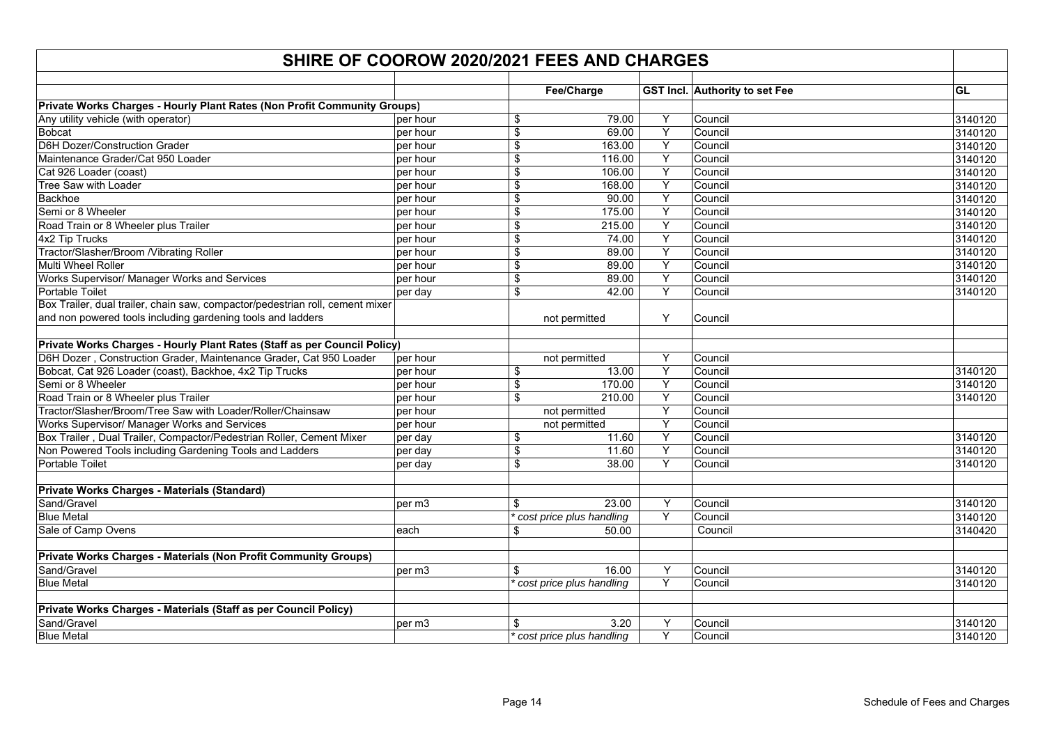# SHIRE OF COOROW 2020/2021 FEES AND CHARGES

| | | Fee/Charge | GST Incl. | Authority to set Fee | GL |
|---|---|---|---|---|---|
| **Private Works Charges - Hourly Plant Rates (Non Profit Community Groups)** | | | | | |
| Any utility vehicle (with operator) | per hour | $ 79.00 | Y | Council | 3140120 |
| Bobcat | per hour | $ 69.00 | Y | Council | 3140120 |
| D6H Dozer/Construction Grader | per hour | $ 163.00 | Y | Council | 3140120 |
| Maintenance Grader/Cat 950 Loader | per hour | $ 116.00 | Y | Council | 3140120 |
| Cat 926 Loader (coast) | per hour | $ 106.00 | Y | Council | 3140120 |
| Tree Saw with Loader | per hour | $ 168.00 | Y | Council | 3140120 |
| Backhoe | per hour | $ 90.00 | Y | Council | 3140120 |
| Semi or 8 Wheeler | per hour | $ 175.00 | Y | Council | 3140120 |
| Road Train or 8 Wheeler plus Trailer | per hour | $ 215.00 | Y | Council | 3140120 |
| 4x2 Tip Trucks | per hour | $ 74.00 | Y | Council | 3140120 |
| Tractor/Slasher/Broom /Vibrating Roller | per hour | $ 89.00 | Y | Council | 3140120 |
| Multi Wheel Roller | per hour | $ 89.00 | Y | Council | 3140120 |
| Works Supervisor/ Manager Works and Services | per hour | $ 89.00 | Y | Council | 3140120 |
| Portable Toilet | per day | $ 42.00 | Y | Council | 3140120 |
| Box Trailer, dual trailer, chain saw, compactor/pedestrian roll, cement mixer and non powered tools including gardening tools and ladders | | not permitted | Y | Council | |
| | | | | | |
| **Private Works Charges - Hourly Plant Rates (Staff as per Council Policy)** | | | | | |
| D6H Dozer , Construction Grader, Maintenance Grader, Cat 950 Loader | per hour | not permitted | Y | Council | |
| Bobcat, Cat 926 Loader (coast), Backhoe, 4x2 Tip Trucks | per hour | $ 13.00 | Y | Council | 3140120 |
| Semi or 8 Wheeler | per hour | $ 170.00 | Y | Council | 3140120 |
| Road Train or 8 Wheeler plus Trailer | per hour | $ 210.00 | Y | Council | 3140120 |
| Tractor/Slasher/Broom/Tree Saw with Loader/Roller/Chainsaw | per hour | not permitted | Y | Council | |
| Works Supervisor/ Manager Works and Services | per hour | not permitted | Y | Council | |
| Box Trailer , Dual Trailer, Compactor/Pedestrian Roller, Cement Mixer | per day | $ 11.60 | Y | Council | 3140120 |
| Non Powered Tools including Gardening Tools and Ladders | per day | $ 11.60 | Y | Council | 3140120 |
| Portable Toilet | per day | $ 38.00 | Y | Council | 3140120 |
| | | | | | |
| **Private Works Charges - Materials (Standard)** | | | | | |
| Sand/Gravel | per m3 | $ 23.00 | Y | Council | 3140120 |
| Blue Metal | | * cost price plus handling | Y | Council | 3140120 |
| Sale of Camp Ovens | each | $ 50.00 | | Council | 3140420 |
| | | | | | |
| **Private Works Charges - Materials (Non Profit Community Groups)** | | | | | |
| Sand/Gravel | per m3 | $ 16.00 | Y | Council | 3140120 |
| Blue Metal | | * cost price plus handling | Y | Council | 3140120 |
| | | | | | |
| **Private Works Charges - Materials (Staff as per Council Policy)** | | | | | |
| Sand/Gravel | per m3 | $ 3.20 | Y | Council | 3140120 |
| Blue Metal | | * cost price plus handling | Y | Council | 3140120 |